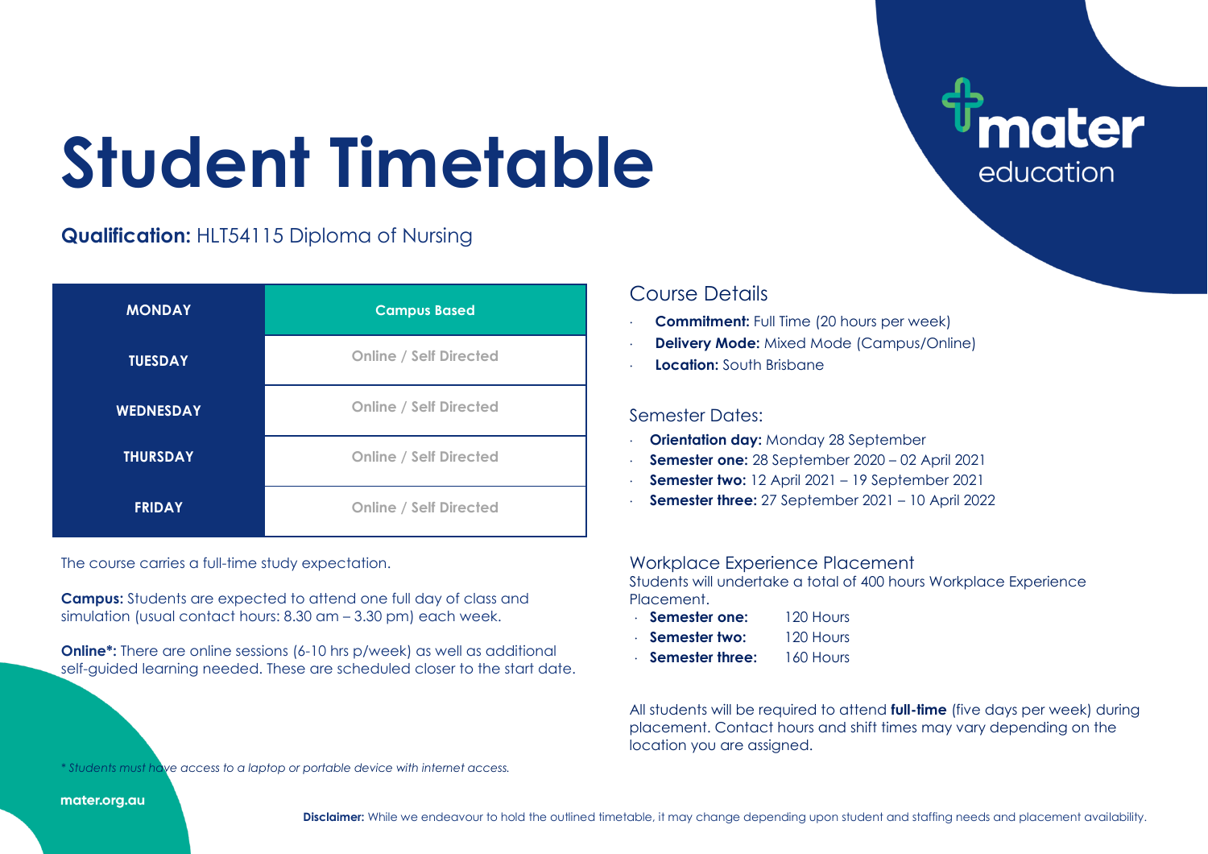# Student Timetable

**Qualification:** HLT54115 Diploma of Nursing

| MONDAY | Campus Based |
|---|---|
| TUESDAY | Online / Self Directed |
| WEDNESDAY | Online / Self Directed |
| THURSDAY | Online / Self Directed |
| FRIDAY | Online / Self Directed |

The course carries a full-time study expectation.

**Campus:** Students are expected to attend one full day of class and simulation (usual contact hours: 8.30 am – 3.30 pm) each week.

**Online*:** There are online sessions (6-10 hrs p/week) as well as additional self-guided learning needed. These are scheduled closer to the start date.

*\* Students must have access to a laptop or portable device with internet access.*

## Course Details

- **Commitment:** Full Time (20 hours per week)
- **Delivery Mode:** Mixed Mode (Campus/Online)
- **Location:** South Brisbane

### Semester Dates:

- **Orientation day:** Monday 28 September
- **Semester one:** 28 September 2020 – 02 April 2021
- **Semester two:** 12 April 2021 – 19 September 2021
- **Semester three:** 27 September 2021 – 10 April 2022

### Workplace Experience Placement

Students will undertake a total of 400 hours Workplace Experience Placement.

- **Semester one:** 120 Hours
- **Semester two:** 120 Hours
- **Semester three:** 160 Hours

All students will be required to attend **full-time** (five days per week) during placement. Contact hours and shift times may vary depending on the location you are assigned.

mater.org.au

**Disclaimer:** While we endeavour to hold the outlined timetable, it may change depending upon student and staffing needs and placement availability.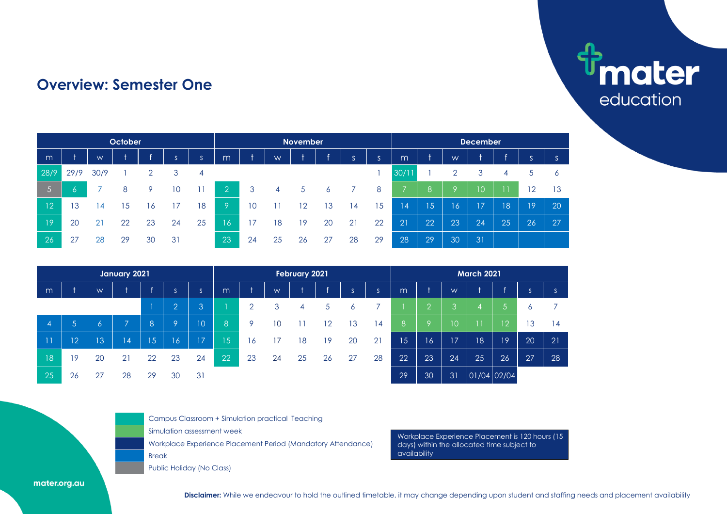# Overview: Semester One

| October | | | | | | | November | | | | | | | December | | | | | | |
|---|---|---|---|---|---|---|---|---|---|---|---|---|---|---|---|---|---|---|---|---|
| m | t | w | t | f | s | s | m | t | w | t | f | s | s | m | t | w | t | f | s | s |
| 28/9 | 29/9 | 30/9 | 1 | 2 | 3 | 4 | | | | | | | 1 | 30/11 | 1 | 2 | 3 | 4 | 5 | 6 |
| 5 | 6 | 7 | 8 | 9 | 10 | 11 | 2 | 3 | 4 | 5 | 6 | 7 | 8 | 7 | 8 | 9 | 10 | 11 | 12 | 13 |
| 12 | 13 | 14 | 15 | 16 | 17 | 18 | 9 | 10 | 11 | 12 | 13 | 14 | 15 | 14 | 15 | 16 | 17 | 18 | 19 | 20 |
| 19 | 20 | 21 | 22 | 23 | 24 | 25 | 16 | 17 | 18 | 19 | 20 | 21 | 22 | 21 | 22 | 23 | 24 | 25 | 26 | 27 |
| 26 | 27 | 28 | 29 | 30 | 31 | | 23 | 24 | 25 | 26 | 27 | 28 | 29 | 28 | 29 | 30 | 31 | | | |

| January 2021 | | | | | | | February 2021 | | | | | | | March 2021 | | | | | | |
|---|---|---|---|---|---|---|---|---|---|---|---|---|---|---|---|---|---|---|---|---|
| m | t | w | t | f | s | s | m | t | w | t | f | s | s | m | t | w | t | f | s | s |
| | | | | 1 | 2 | 3 | 1 | 2 | 3 | 4 | 5 | 6 | 7 | 1 | 2 | 3 | 4 | 5 | 6 | 7 |
| 4 | 5 | 6 | 7 | 8 | 9 | 10 | 8 | 9 | 10 | 11 | 12 | 13 | 14 | 8 | 9 | 10 | 11 | 12 | 13 | 14 |
| 11 | 12 | 13 | 14 | 15 | 16 | 17 | 15 | 16 | 17 | 18 | 19 | 20 | 21 | 15 | 16 | 17 | 18 | 19 | 20 | 21 |
| 18 | 19 | 20 | 21 | 22 | 23 | 24 | 22 | 23 | 24 | 25 | 26 | 27 | 28 | 22 | 23 | 24 | 25 | 26 | 27 | 28 |
| 25 | 26 | 27 | 28 | 29 | 30 | 31 | | | | | | | | 29 | 30 | 31 | 01/04 | 02/04 | | |

- Campus Classroom + Simulation practical Teaching
- Simulation assessment week
- Workplace Experience Placement Period (Mandatory Attendance)
- Break
- Public Holiday (No Class)

Workplace Experience Placement is 120 hours (15 days) within the allocated time subject to availability

mater.org.au

**Disclaimer:** While we endeavour to hold the outlined timetable, it may change depending upon student and staffing needs and placement availability